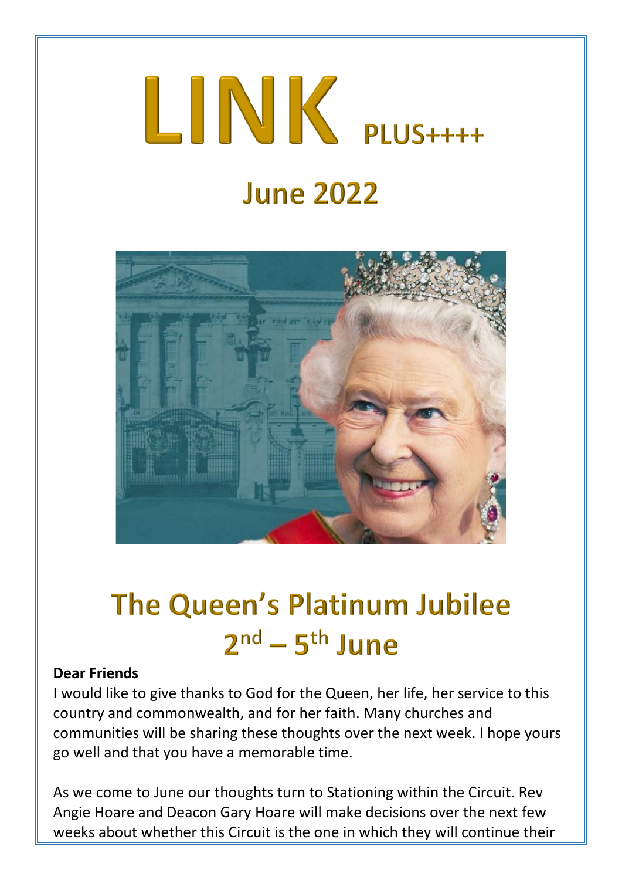# LINK PLUS++++

## June 2022

# The Queen's Platinum Jubilee 2nd – 5th June

**Dear Friends**

I would like to give thanks to God for the Queen, her life, her service to this country and commonwealth, and for her faith. Many churches and communities will be sharing these thoughts over the next week. I hope yours go well and that you have a memorable time.

As we come to June our thoughts turn to Stationing within the Circuit. Rev Angie Hoare and Deacon Gary Hoare will make decisions over the next few weeks about whether this Circuit is the one in which they will continue their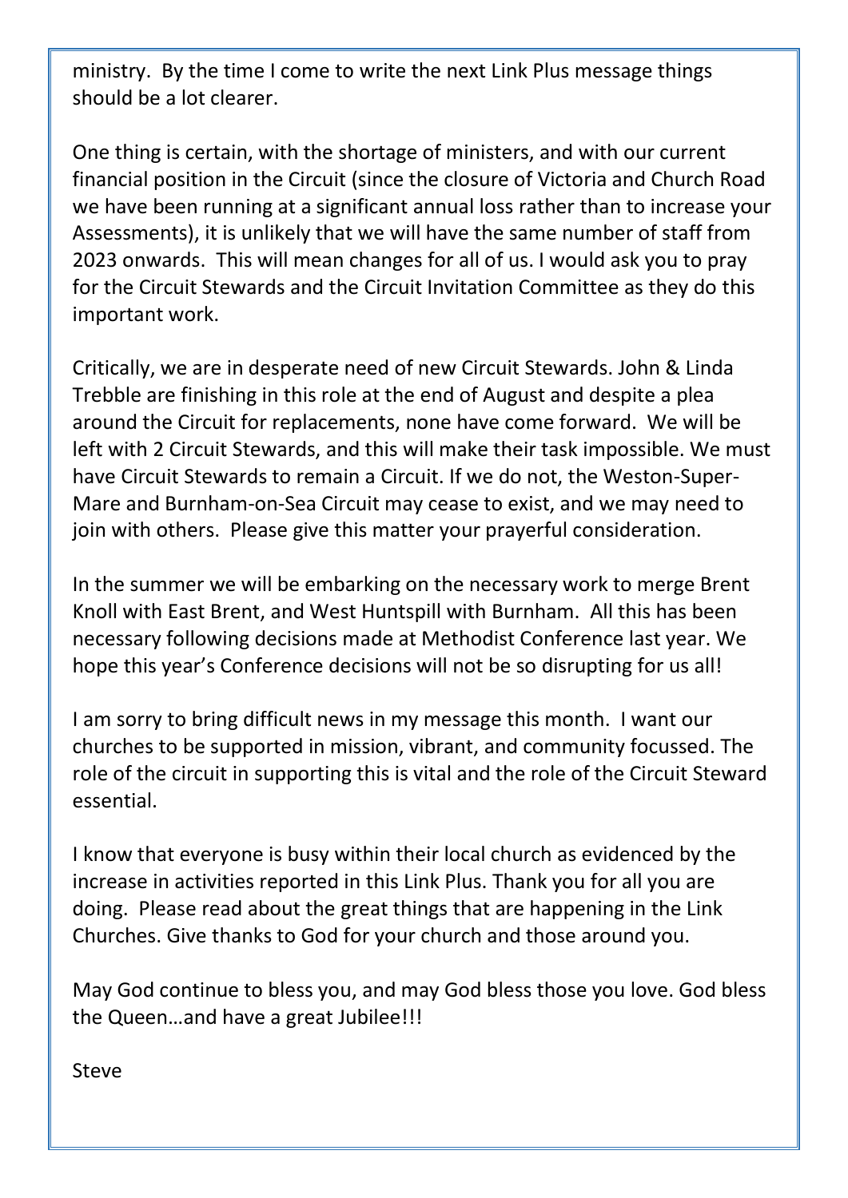ministry. By the time I come to write the next Link Plus message things should be a lot clearer.

One thing is certain, with the shortage of ministers, and with our current financial position in the Circuit (since the closure of Victoria and Church Road we have been running at a significant annual loss rather than to increase your Assessments), it is unlikely that we will have the same number of staff from 2023 onwards. This will mean changes for all of us. I would ask you to pray for the Circuit Stewards and the Circuit Invitation Committee as they do this important work.

Critically, we are in desperate need of new Circuit Stewards. John & Linda Trebble are finishing in this role at the end of August and despite a plea around the Circuit for replacements, none have come forward. We will be left with 2 Circuit Stewards, and this will make their task impossible. We must have Circuit Stewards to remain a Circuit. If we do not, the Weston-Super-Mare and Burnham-on-Sea Circuit may cease to exist, and we may need to join with others. Please give this matter your prayerful consideration.

In the summer we will be embarking on the necessary work to merge Brent Knoll with East Brent, and West Huntspill with Burnham. All this has been necessary following decisions made at Methodist Conference last year. We hope this year's Conference decisions will not be so disrupting for us all!

I am sorry to bring difficult news in my message this month. I want our churches to be supported in mission, vibrant, and community focussed. The role of the circuit in supporting this is vital and the role of the Circuit Steward essential.

I know that everyone is busy within their local church as evidenced by the increase in activities reported in this Link Plus. Thank you for all you are doing. Please read about the great things that are happening in the Link Churches. Give thanks to God for your church and those around you.

May God continue to bless you, and may God bless those you love. God bless the Queen…and have a great Jubilee!!!

Steve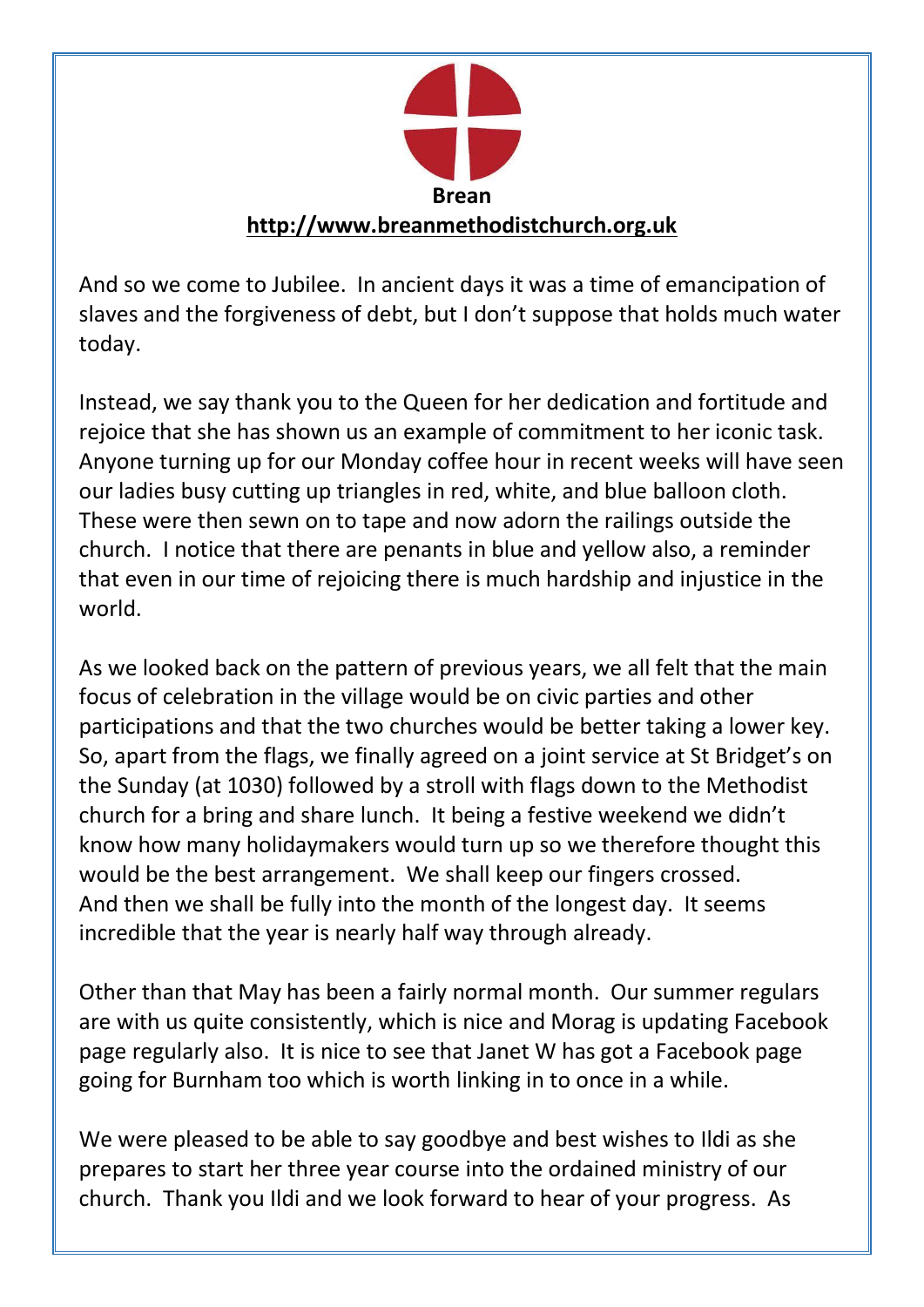**Brean**

**http://www.breanmethodistchurch.org.uk**

And so we come to Jubilee. In ancient days it was a time of emancipation of slaves and the forgiveness of debt, but I don't suppose that holds much water today.

Instead, we say thank you to the Queen for her dedication and fortitude and rejoice that she has shown us an example of commitment to her iconic task. Anyone turning up for our Monday coffee hour in recent weeks will have seen our ladies busy cutting up triangles in red, white, and blue balloon cloth. These were then sewn on to tape and now adorn the railings outside the church. I notice that there are penants in blue and yellow also, a reminder that even in our time of rejoicing there is much hardship and injustice in the world.

As we looked back on the pattern of previous years, we all felt that the main focus of celebration in the village would be on civic parties and other participations and that the two churches would be better taking a lower key. So, apart from the flags, we finally agreed on a joint service at St Bridget's on the Sunday (at 1030) followed by a stroll with flags down to the Methodist church for a bring and share lunch. It being a festive weekend we didn't know how many holidaymakers would turn up so we therefore thought this would be the best arrangement. We shall keep our fingers crossed.
And then we shall be fully into the month of the longest day. It seems incredible that the year is nearly half way through already.

Other than that May has been a fairly normal month. Our summer regulars are with us quite consistently, which is nice and Morag is updating Facebook page regularly also. It is nice to see that Janet W has got a Facebook page going for Burnham too which is worth linking in to once in a while.

We were pleased to be able to say goodbye and best wishes to Ildi as she prepares to start her three year course into the ordained ministry of our church. Thank you Ildi and we look forward to hear of your progress. As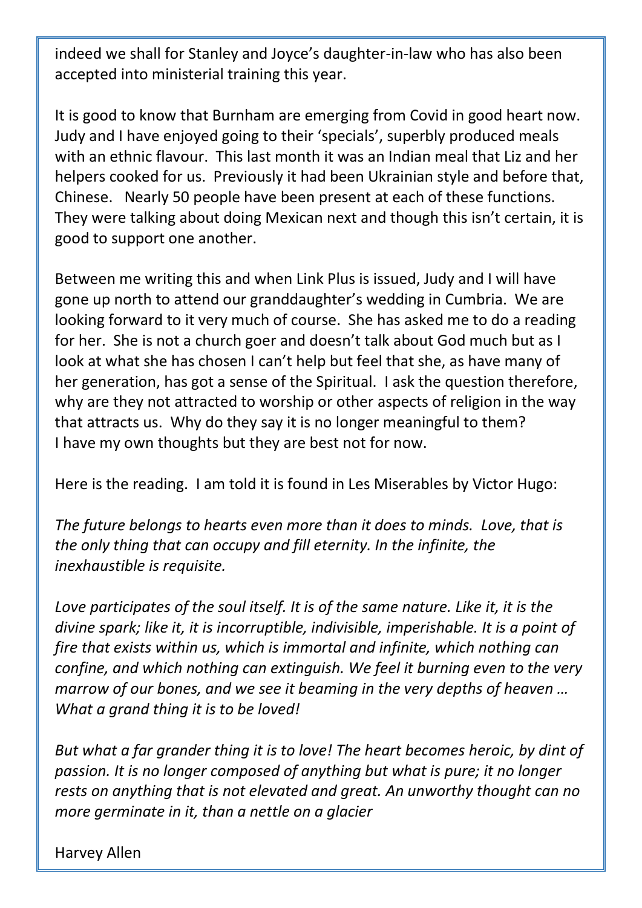indeed we shall for Stanley and Joyce's daughter-in-law who has also been accepted into ministerial training this year.

It is good to know that Burnham are emerging from Covid in good heart now. Judy and I have enjoyed going to their 'specials', superbly produced meals with an ethnic flavour. This last month it was an Indian meal that Liz and her helpers cooked for us. Previously it had been Ukrainian style and before that, Chinese. Nearly 50 people have been present at each of these functions. They were talking about doing Mexican next and though this isn't certain, it is good to support one another.

Between me writing this and when Link Plus is issued, Judy and I will have gone up north to attend our granddaughter's wedding in Cumbria. We are looking forward to it very much of course. She has asked me to do a reading for her. She is not a church goer and doesn't talk about God much but as I look at what she has chosen I can't help but feel that she, as have many of her generation, has got a sense of the Spiritual. I ask the question therefore, why are they not attracted to worship or other aspects of religion in the way that attracts us. Why do they say it is no longer meaningful to them? I have my own thoughts but they are best not for now.

Here is the reading. I am told it is found in Les Miserables by Victor Hugo:

*The future belongs to hearts even more than it does to minds. Love, that is the only thing that can occupy and fill eternity. In the infinite, the inexhaustible is requisite.*

*Love participates of the soul itself. It is of the same nature. Like it, it is the divine spark; like it, it is incorruptible, indivisible, imperishable. It is a point of fire that exists within us, which is immortal and infinite, which nothing can confine, and which nothing can extinguish. We feel it burning even to the very marrow of our bones, and we see it beaming in the very depths of heaven … What a grand thing it is to be loved!*

*But what a far grander thing it is to love! The heart becomes heroic, by dint of passion. It is no longer composed of anything but what is pure; it no longer rests on anything that is not elevated and great. An unworthy thought can no more germinate in it, than a nettle on a glacier*

Harvey Allen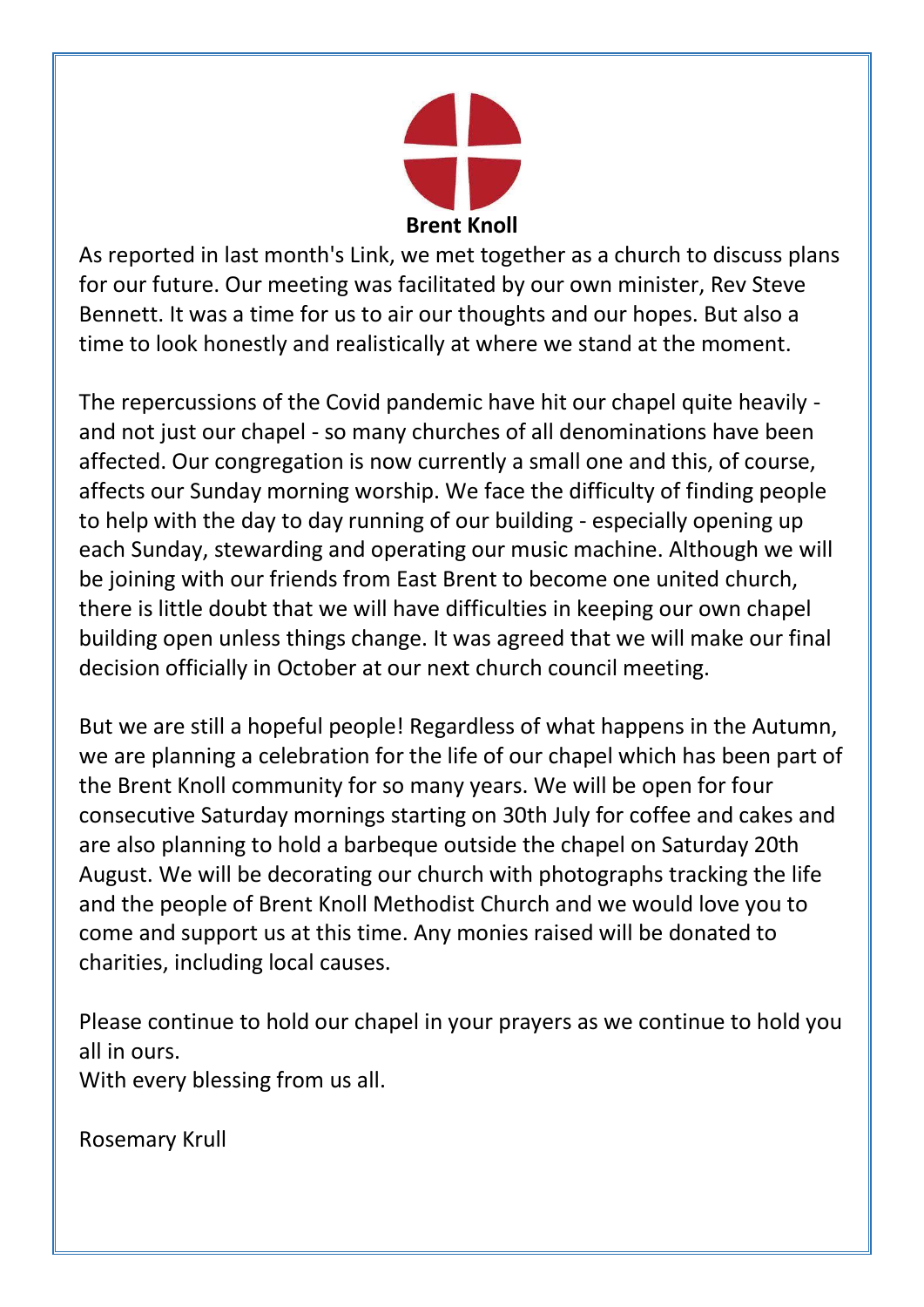## Brent Knoll

As reported in last month's Link, we met together as a church to discuss plans for our future. Our meeting was facilitated by our own minister, Rev Steve Bennett. It was a time for us to air our thoughts and our hopes. But also a time to look honestly and realistically at where we stand at the moment.

The repercussions of the Covid pandemic have hit our chapel quite heavily - and not just our chapel - so many churches of all denominations have been affected. Our congregation is now currently a small one and this, of course, affects our Sunday morning worship. We face the difficulty of finding people to help with the day to day running of our building - especially opening up each Sunday, stewarding and operating our music machine. Although we will be joining with our friends from East Brent to become one united church, there is little doubt that we will have difficulties in keeping our own chapel building open unless things change. It was agreed that we will make our final decision officially in October at our next church council meeting.

But we are still a hopeful people! Regardless of what happens in the Autumn, we are planning a celebration for the life of our chapel which has been part of the Brent Knoll community for so many years. We will be open for four consecutive Saturday mornings starting on 30th July for coffee and cakes and are also planning to hold a barbeque outside the chapel on Saturday 20th August. We will be decorating our church with photographs tracking the life and the people of Brent Knoll Methodist Church and we would love you to come and support us at this time. Any monies raised will be donated to charities, including local causes.

Please continue to hold our chapel in your prayers as we continue to hold you all in ours.
With every blessing from us all.

Rosemary Krull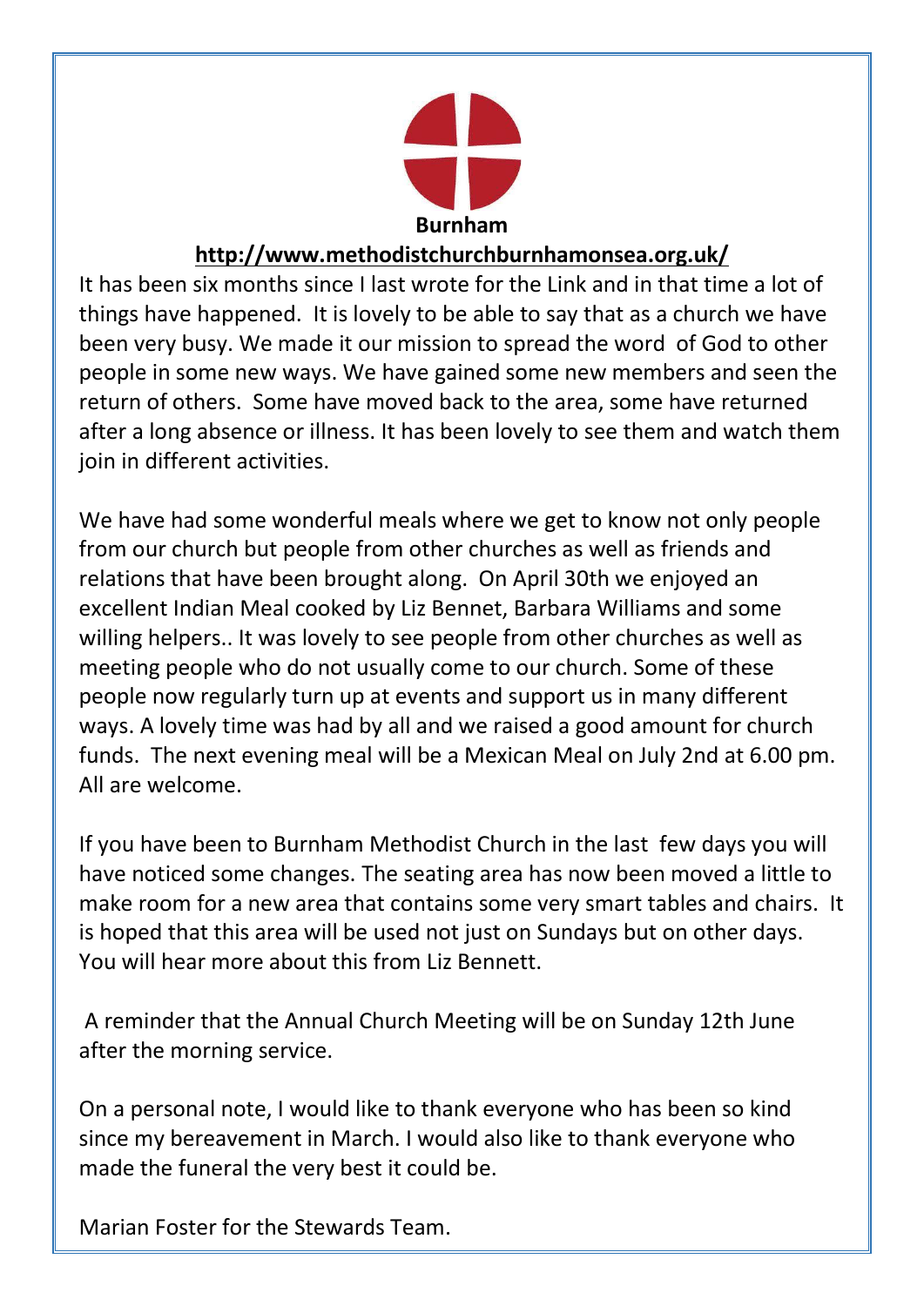## Burnham

**http://www.methodistchurchburnhamonsea.org.uk/**

It has been six months since I last wrote for the Link and in that time a lot of things have happened. It is lovely to be able to say that as a church we have been very busy. We made it our mission to spread the word of God to other people in some new ways. We have gained some new members and seen the return of others. Some have moved back to the area, some have returned after a long absence or illness. It has been lovely to see them and watch them join in different activities.

We have had some wonderful meals where we get to know not only people from our church but people from other churches as well as friends and relations that have been brought along. On April 30th we enjoyed an excellent Indian Meal cooked by Liz Bennet, Barbara Williams and some willing helpers.. It was lovely to see people from other churches as well as meeting people who do not usually come to our church. Some of these people now regularly turn up at events and support us in many different ways. A lovely time was had by all and we raised a good amount for church funds. The next evening meal will be a Mexican Meal on July 2nd at 6.00 pm. All are welcome.

If you have been to Burnham Methodist Church in the last few days you will have noticed some changes. The seating area has now been moved a little to make room for a new area that contains some very smart tables and chairs. It is hoped that this area will be used not just on Sundays but on other days. You will hear more about this from Liz Bennett.

A reminder that the Annual Church Meeting will be on Sunday 12th June after the morning service.

On a personal note, I would like to thank everyone who has been so kind since my bereavement in March. I would also like to thank everyone who made the funeral the very best it could be.

Marian Foster for the Stewards Team.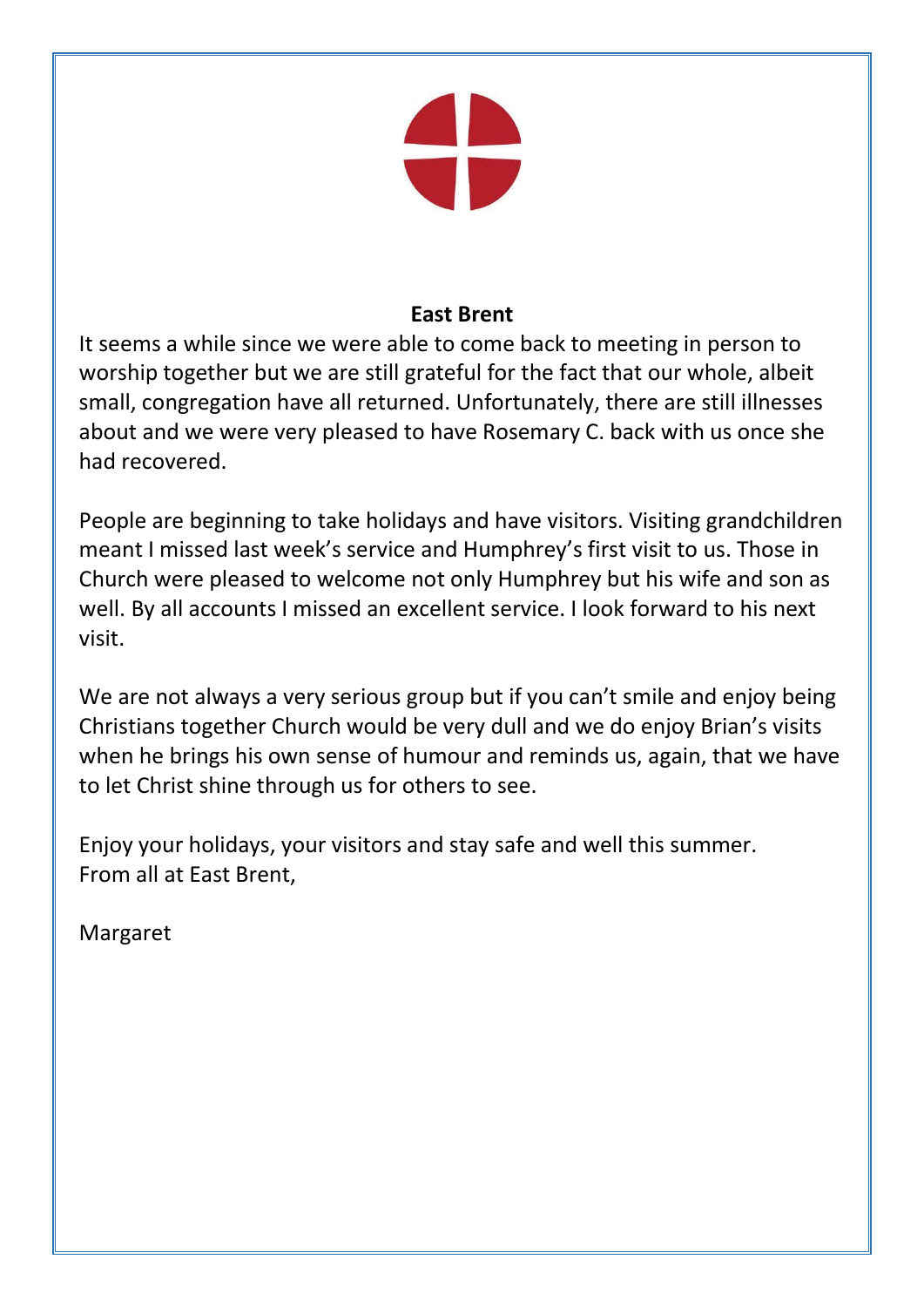## East Brent

It seems a while since we were able to come back to meeting in person to worship together but we are still grateful for the fact that our whole, albeit small, congregation have all returned. Unfortunately, there are still illnesses about and we were very pleased to have Rosemary C. back with us once she had recovered.

People are beginning to take holidays and have visitors. Visiting grandchildren meant I missed last week's service and Humphrey's first visit to us. Those in Church were pleased to welcome not only Humphrey but his wife and son as well. By all accounts I missed an excellent service. I look forward to his next visit.

We are not always a very serious group but if you can't smile and enjoy being Christians together Church would be very dull and we do enjoy Brian's visits when he brings his own sense of humour and reminds us, again, that we have to let Christ shine through us for others to see.

Enjoy your holidays, your visitors and stay safe and well this summer.
From all at East Brent,

Margaret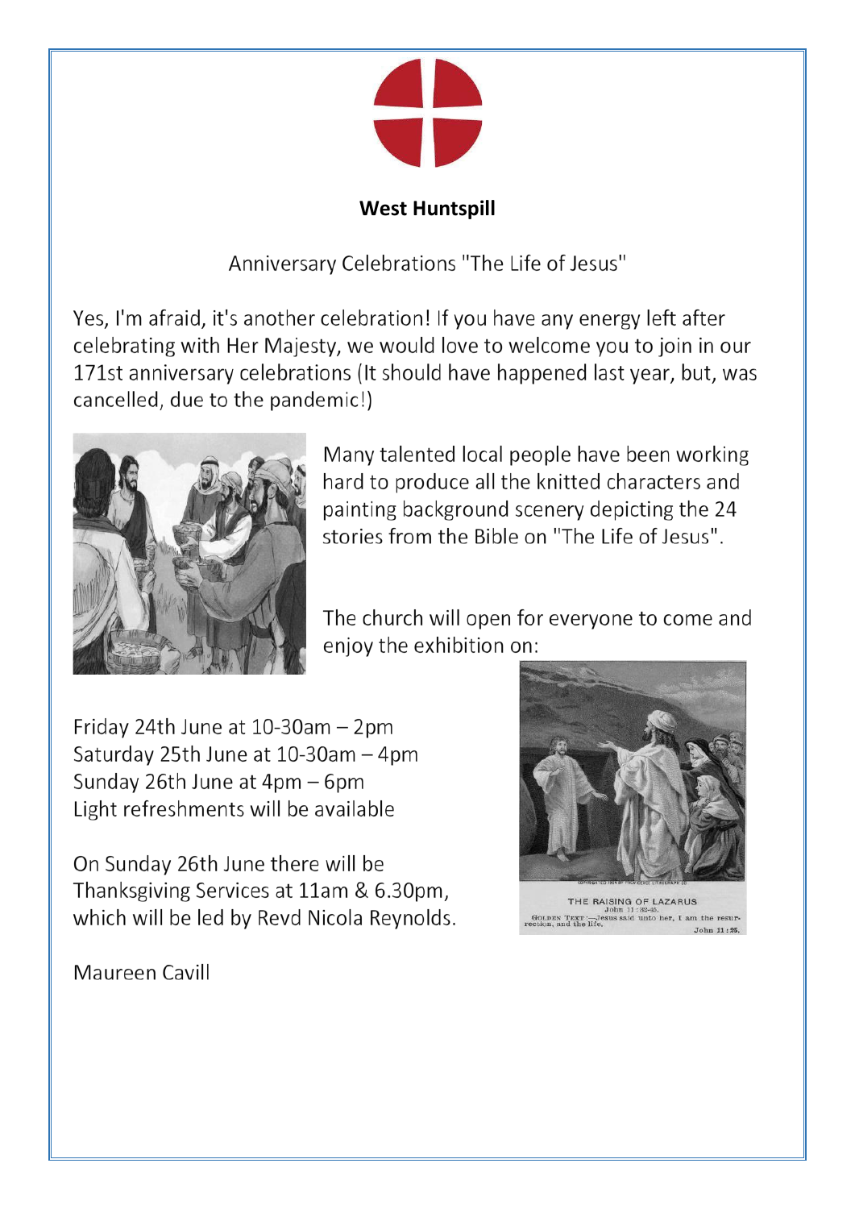**West Huntspill**

Anniversary Celebrations "The Life of Jesus"

Yes, I'm afraid, it's another celebration! If you have any energy left after celebrating with Her Majesty, we would love to welcome you to join in our 171st anniversary celebrations (It should have happened last year, but, was cancelled, due to the pandemic!)

Many talented local people have been working hard to produce all the knitted characters and painting background scenery depicting the 24 stories from the Bible on "The Life of Jesus".

The church will open for everyone to come and enjoy the exhibition on:

Friday 24th June at 10-30am – 2pm
Saturday 25th June at 10-30am – 4pm
Sunday 26th June at 4pm – 6pm
Light refreshments will be available

On Sunday 26th June there will be Thanksgiving Services at 11am & 6.30pm, which will be led by Revd Nicola Reynolds.

Maureen Cavill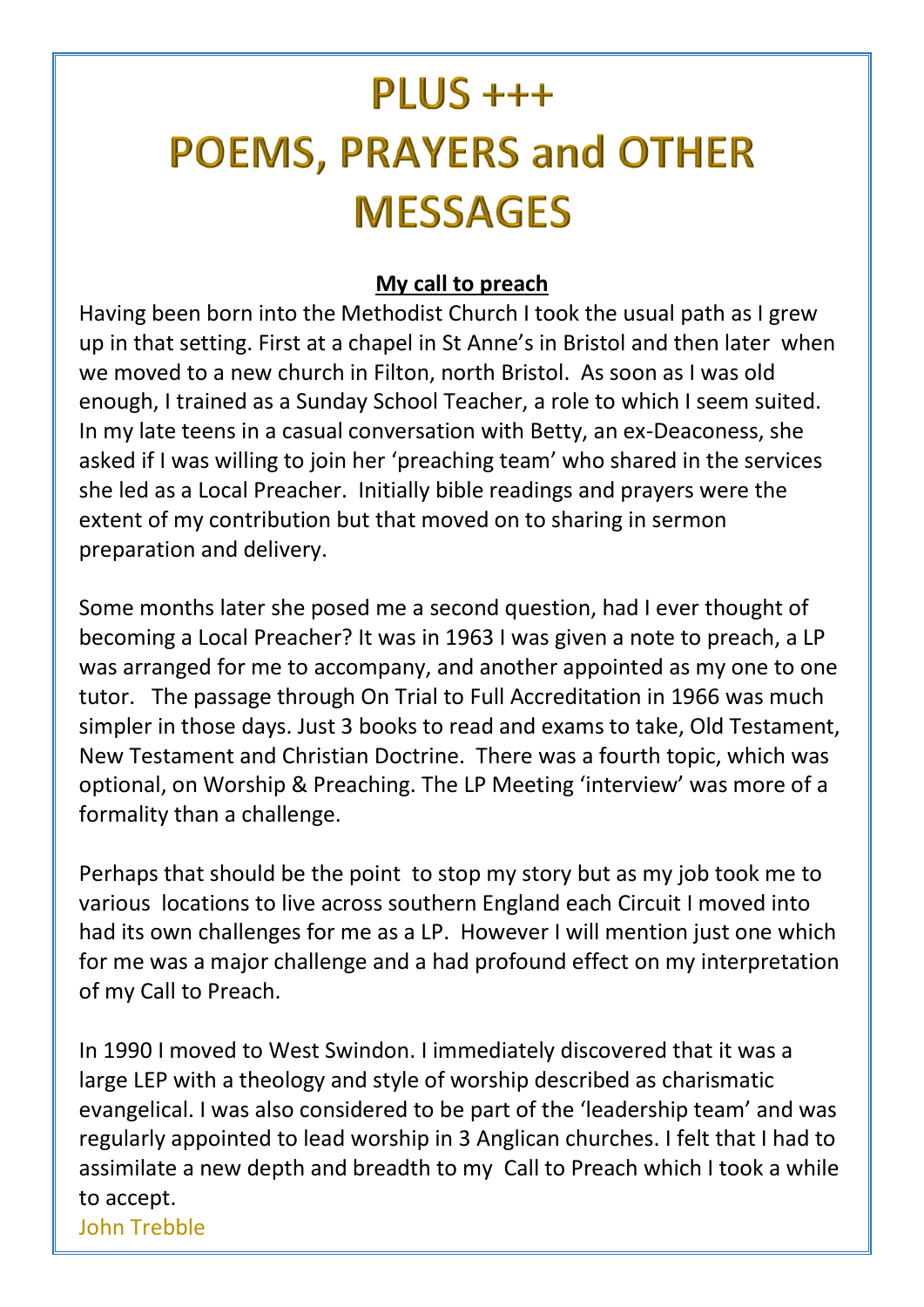# PLUS +++
# POEMS, PRAYERS and OTHER MESSAGES

**My call to preach**

Having been born into the Methodist Church I took the usual path as I grew up in that setting. First at a chapel in St Anne's in Bristol and then later when we moved to a new church in Filton, north Bristol. As soon as I was old enough, I trained as a Sunday School Teacher, a role to which I seem suited. In my late teens in a casual conversation with Betty, an ex-Deaconess, she asked if I was willing to join her 'preaching team' who shared in the services she led as a Local Preacher. Initially bible readings and prayers were the extent of my contribution but that moved on to sharing in sermon preparation and delivery.

Some months later she posed me a second question, had I ever thought of becoming a Local Preacher? It was in 1963 I was given a note to preach, a LP was arranged for me to accompany, and another appointed as my one to one tutor. The passage through On Trial to Full Accreditation in 1966 was much simpler in those days. Just 3 books to read and exams to take, Old Testament, New Testament and Christian Doctrine. There was a fourth topic, which was optional, on Worship & Preaching. The LP Meeting 'interview' was more of a formality than a challenge.

Perhaps that should be the point to stop my story but as my job took me to various locations to live across southern England each Circuit I moved into had its own challenges for me as a LP. However I will mention just one which for me was a major challenge and a had profound effect on my interpretation of my Call to Preach.

In 1990 I moved to West Swindon. I immediately discovered that it was a large LEP with a theology and style of worship described as charismatic evangelical. I was also considered to be part of the 'leadership team' and was regularly appointed to lead worship in 3 Anglican churches. I felt that I had to assimilate a new depth and breadth to my Call to Preach which I took a while to accept.

John Trebble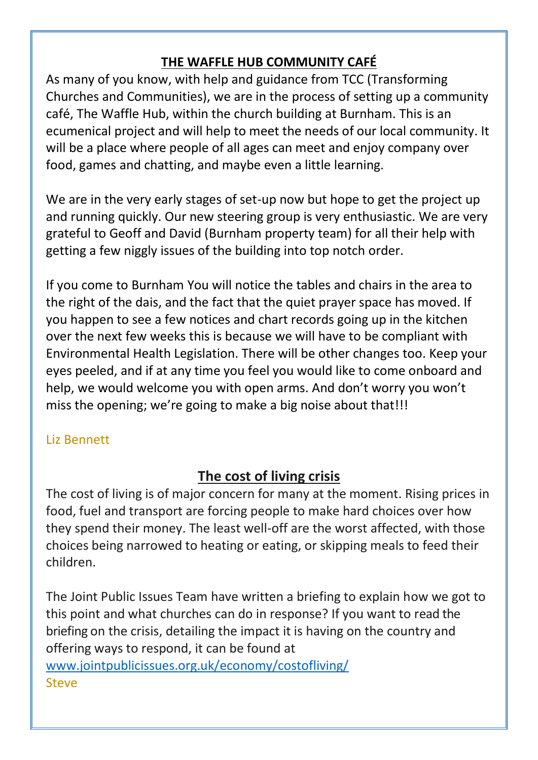## THE WAFFLE HUB COMMUNITY CAFÉ

As many of you know, with help and guidance from TCC (Transforming Churches and Communities), we are in the process of setting up a community café, The Waffle Hub, within the church building at Burnham. This is an ecumenical project and will help to meet the needs of our local community. It will be a place where people of all ages can meet and enjoy company over food, games and chatting, and maybe even a little learning.

We are in the very early stages of set-up now but hope to get the project up and running quickly. Our new steering group is very enthusiastic. We are very grateful to Geoff and David (Burnham property team) for all their help with getting a few niggly issues of the building into top notch order.

If you come to Burnham You will notice the tables and chairs in the area to the right of the dais, and the fact that the quiet prayer space has moved. If you happen to see a few notices and chart records going up in the kitchen over the next few weeks this is because we will have to be compliant with Environmental Health Legislation. There will be other changes too. Keep your eyes peeled, and if at any time you feel you would like to come onboard and help, we would welcome you with open arms. And don't worry you won't miss the opening; we're going to make a big noise about that!!!

Liz Bennett

## The cost of living crisis

The cost of living is of major concern for many at the moment. Rising prices in food, fuel and transport are forcing people to make hard choices over how they spend their money. The least well-off are the worst affected, with those choices being narrowed to heating or eating, or skipping meals to feed their children.

The Joint Public Issues Team have written a briefing to explain how we got to this point and what churches can do in response? If you want to read the briefing on the crisis, detailing the impact it is having on the country and offering ways to respond, it can be found at
www.jointpublicissues.org.uk/economy/costofliving/
Steve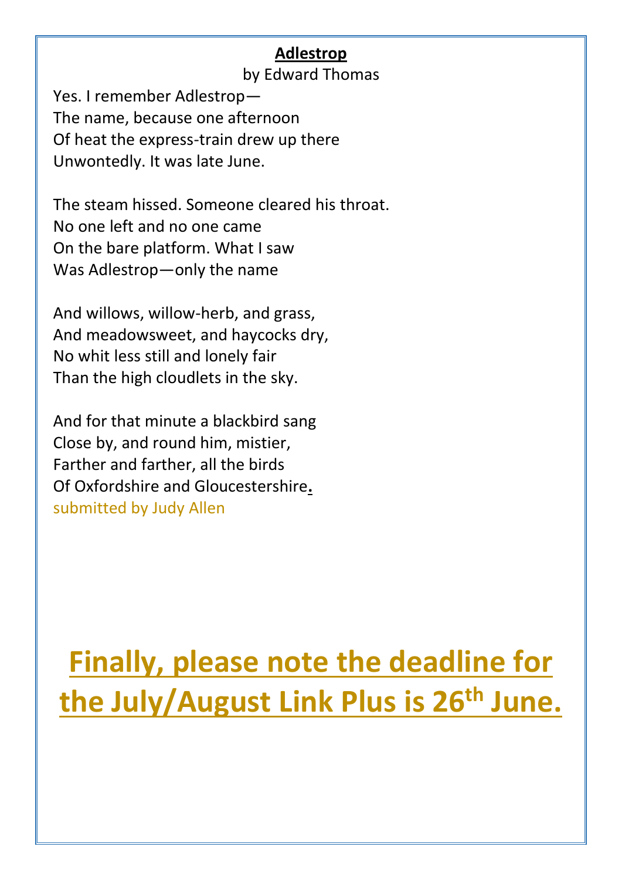## Adlestrop

by Edward Thomas

Yes. I remember Adlestrop—
The name, because one afternoon
Of heat the express-train drew up there
Unwontedly. It was late June.

The steam hissed. Someone cleared his throat.
No one left and no one came
On the bare platform. What I saw
Was Adlestrop—only the name

And willows, willow-herb, and grass,
And meadowsweet, and haycocks dry,
No whit less still and lonely fair
Than the high cloudlets in the sky.

And for that minute a blackbird sang
Close by, and round him, mistier,
Farther and farther, all the birds
Of Oxfordshire and Gloucestershire.

submitted by Judy Allen

# Finally, please note the deadline for the July/August Link Plus is 26th June.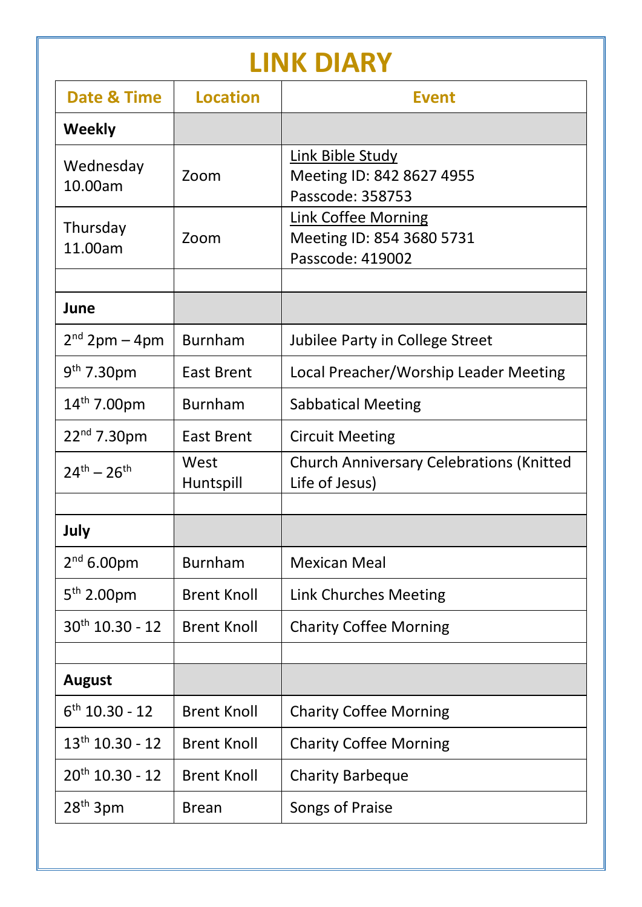# LINK DIARY

| Date & Time | Location | Event |
|---|---|---|
| **Weekly** | | |
| Wednesday 10.00am | Zoom | Link Bible Study<br>Meeting ID: 842 8627 4955<br>Passcode: 358753 |
| Thursday 11.00am | Zoom | Link Coffee Morning<br>Meeting ID: 854 3680 5731<br>Passcode: 419002 |
| | | |
| **June** | | |
| 2nd 2pm – 4pm | Burnham | Jubilee Party in College Street |
| 9th 7.30pm | East Brent | Local Preacher/Worship Leader Meeting |
| 14th 7.00pm | Burnham | Sabbatical Meeting |
| 22nd 7.30pm | East Brent | Circuit Meeting |
| 24th – 26th | West Huntspill | Church Anniversary Celebrations (Knitted Life of Jesus) |
| | | |
| **July** | | |
| 2nd 6.00pm | Burnham | Mexican Meal |
| 5th 2.00pm | Brent Knoll | Link Churches Meeting |
| 30th 10.30 - 12 | Brent Knoll | Charity Coffee Morning |
| | | |
| **August** | | |
| 6th 10.30 - 12 | Brent Knoll | Charity Coffee Morning |
| 13th 10.30 - 12 | Brent Knoll | Charity Coffee Morning |
| 20th 10.30 - 12 | Brent Knoll | Charity Barbeque |
| 28th 3pm | Brean | Songs of Praise |